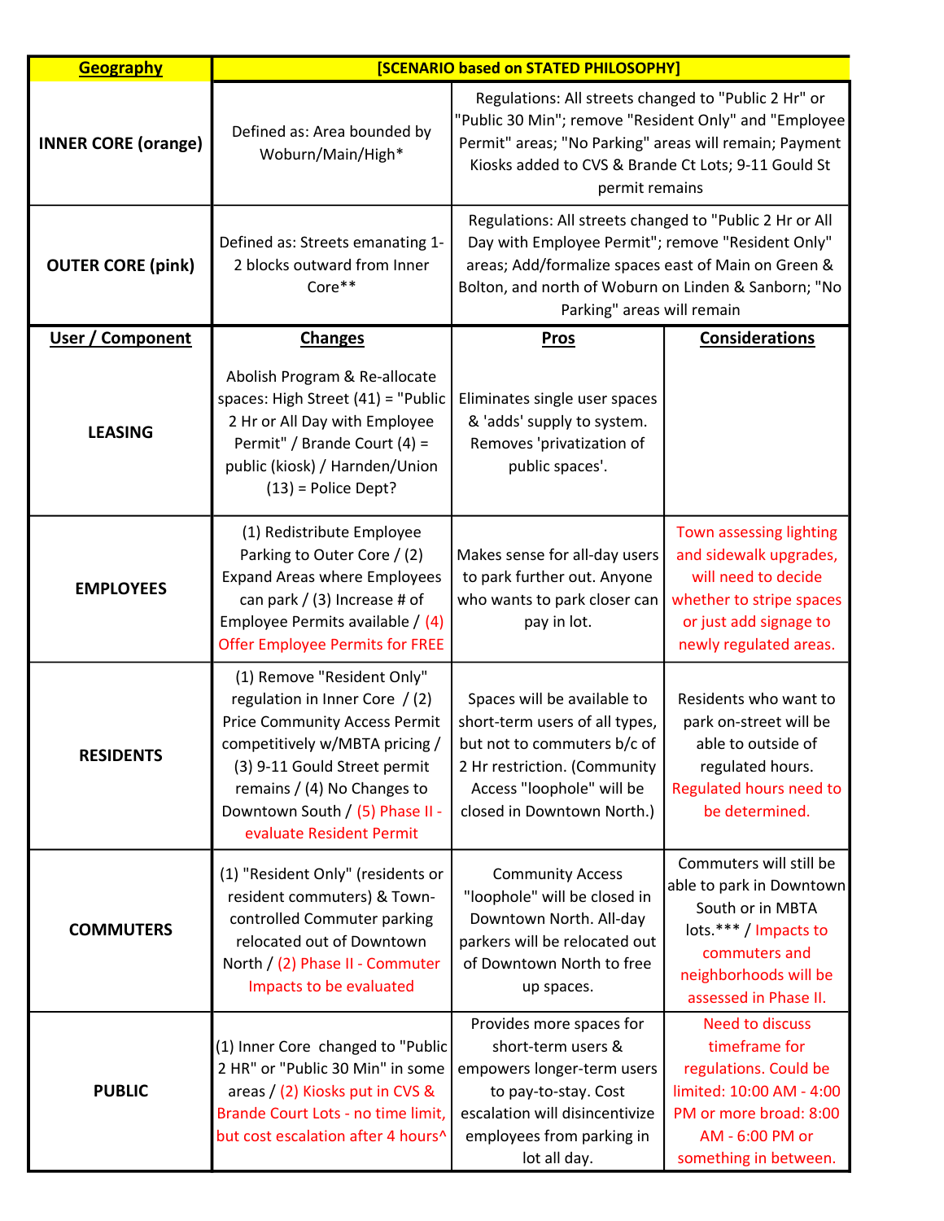| Geography | [SCENARIO based on STATED PHILOSOPHY] | | |
|---|---|---|---|
| **INNER CORE (orange)** | Defined as: Area bounded by Woburn/Main/High* | Regulations: All streets changed to "Public 2 Hr" or "Public 30 Min"; remove "Resident Only" and "Employee Permit" areas; "No Parking" areas will remain; Payment Kiosks added to CVS & Brande Ct Lots; 9-11 Gould St permit remains | |
| **OUTER CORE (pink)** | Defined as: Streets emanating 1-2 blocks outward from Inner Core** | Regulations: All streets changed to "Public 2 Hr or All Day with Employee Permit"; remove "Resident Only" areas; Add/formalize spaces east of Main on Green & Bolton, and north of Woburn on Linden & Sanborn; "No Parking" areas will remain | |
| **User / Component** | **Changes** | **Pros** | **Considerations** |
| **LEASING** | Abolish Program & Re-allocate spaces: High Street (41) = "Public 2 Hr or All Day with Employee Permit" / Brande Court (4) = public (kiosk) / Harnden/Union (13) = Police Dept? | Eliminates single user spaces & 'adds' supply to system. Removes 'privatization of public spaces'. | |
| **EMPLOYEES** | (1) Redistribute Employee Parking to Outer Core / (2) Expand Areas where Employees can park / (3) Increase # of Employee Permits available / (4) Offer Employee Permits for FREE | Makes sense for all-day users to park further out. Anyone who wants to park closer can pay in lot. | Town assessing lighting and sidewalk upgrades, will need to decide whether to stripe spaces or just add signage to newly regulated areas. |
| **RESIDENTS** | (1) Remove "Resident Only" regulation in Inner Core / (2) Price Community Access Permit competitively w/MBTA pricing / (3) 9-11 Gould Street permit remains / (4) No Changes to Downtown South / (5) Phase II - evaluate Resident Permit | Spaces will be available to short-term users of all types, but not to commuters b/c of 2 Hr restriction. (Community Access "loophole" will be closed in Downtown North.) | Residents who want to park on-street will be able to outside of regulated hours. Regulated hours need to be determined. |
| **COMMUTERS** | (1) "Resident Only" (residents or resident commuters) & Town-controlled Commuter parking relocated out of Downtown North / (2) Phase II - Commuter Impacts to be evaluated | Community Access "loophole" will be closed in Downtown North. All-day parkers will be relocated out of Downtown North to free up spaces. | Commuters will still be able to park in Downtown South or in MBTA lots.*** / Impacts to commuters and neighborhoods will be assessed in Phase II. |
| **PUBLIC** | (1) Inner Core changed to "Public 2 HR" or "Public 30 Min" in some areas / (2) Kiosks put in CVS & Brande Court Lots - no time limit, but cost escalation after 4 hours^ | Provides more spaces for short-term users & empowers longer-term users to pay-to-stay. Cost escalation will disincentivize employees from parking in lot all day. | Need to discuss timeframe for regulations. Could be limited: 10:00 AM - 4:00 PM or more broad: 8:00 AM - 6:00 PM or something in between. |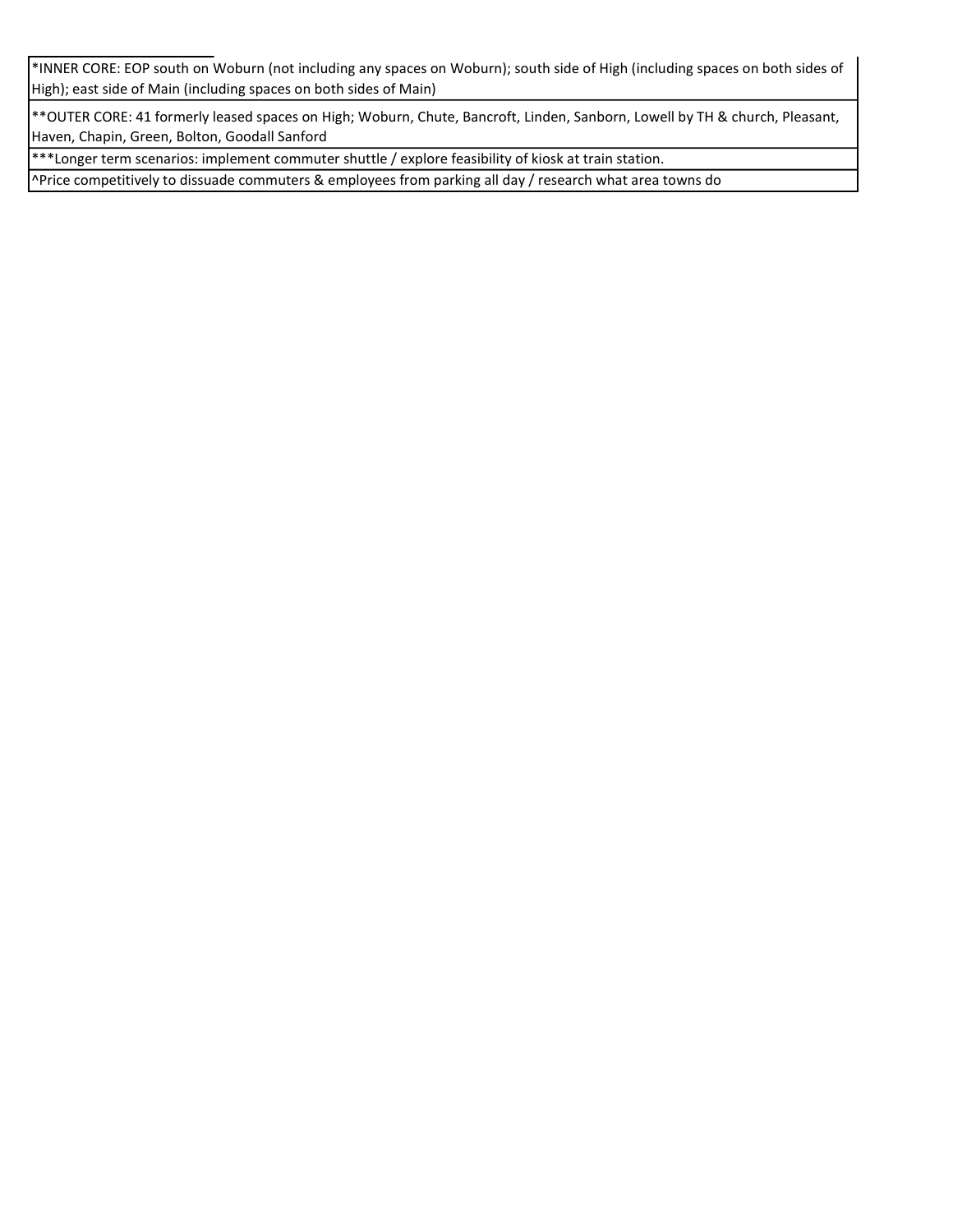*INNER CORE: EOP south on Woburn (not including any spaces on Woburn); south side of High (including spaces on both sides of High); east side of Main (including spaces on both sides of Main)

**OUTER CORE: 41 formerly leased spaces on High; Woburn, Chute, Bancroft, Linden, Sanborn, Lowell by TH & church, Pleasant, Haven, Chapin, Green, Bolton, Goodall Sanford

***Longer term scenarios: implement commuter shuttle / explore feasibility of kiosk at train station.

^Price competitively to dissuade commuters & employees from parking all day / research what area towns do